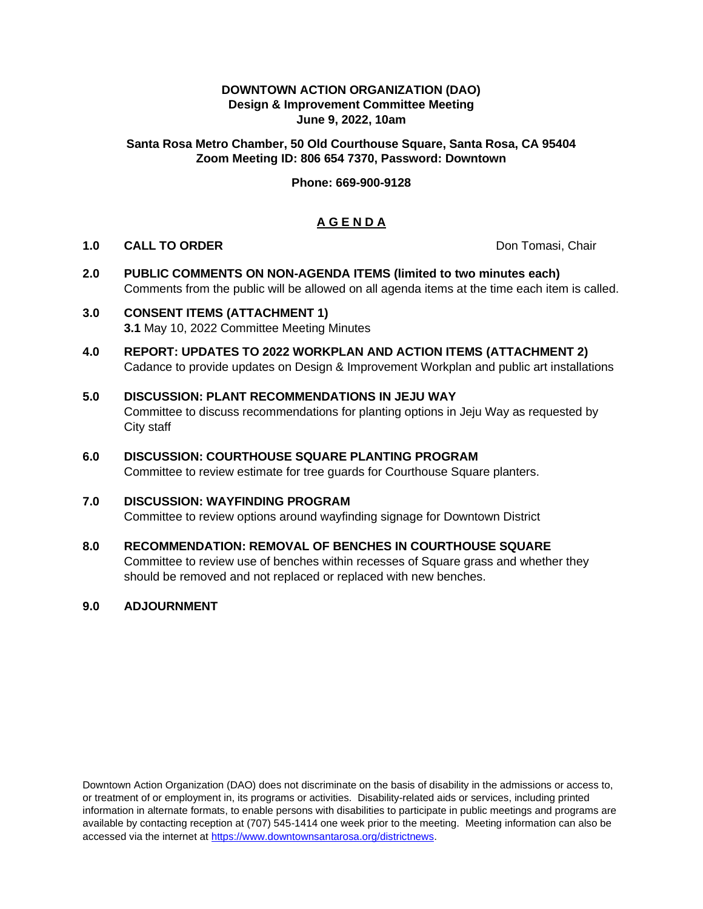**DOWNTOWN ACTION ORGANIZATION (DAO)**
**Design & Improvement Committee Meeting**
**June 9, 2022, 10am**

**Santa Rosa Metro Chamber, 50 Old Courthouse Square, Santa Rosa, CA 95404**
**Zoom Meeting ID: 806 654 7370, Password: Downtown**

**Phone: 669-900-9128**

## A G E N D A

**1.0 CALL TO ORDER** Don Tomasi, Chair

**2.0 PUBLIC COMMENTS ON NON-AGENDA ITEMS (limited to two minutes each)**
Comments from the public will be allowed on all agenda items at the time each item is called.

**3.0 CONSENT ITEMS (ATTACHMENT 1)**
**3.1** May 10, 2022 Committee Meeting Minutes

**4.0 REPORT: UPDATES TO 2022 WORKPLAN AND ACTION ITEMS (ATTACHMENT 2)**
Cadance to provide updates on Design & Improvement Workplan and public art installations

**5.0 DISCUSSION: PLANT RECOMMENDATIONS IN JEJU WAY**
Committee to discuss recommendations for planting options in Jeju Way as requested by City staff

**6.0 DISCUSSION: COURTHOUSE SQUARE PLANTING PROGRAM**
Committee to review estimate for tree guards for Courthouse Square planters.

**7.0 DISCUSSION: WAYFINDING PROGRAM**
Committee to review options around wayfinding signage for Downtown District

**8.0 RECOMMENDATION: REMOVAL OF BENCHES IN COURTHOUSE SQUARE**
Committee to review use of benches within recesses of Square grass and whether they should be removed and not replaced or replaced with new benches.

**9.0 ADJOURNMENT**

Downtown Action Organization (DAO) does not discriminate on the basis of disability in the admissions or access to, or treatment of or employment in, its programs or activities. Disability-related aids or services, including printed information in alternate formats, to enable persons with disabilities to participate in public meetings and programs are available by contacting reception at (707) 545-1414 one week prior to the meeting. Meeting information can also be accessed via the internet at https://www.downtownsantarosa.org/districtnews.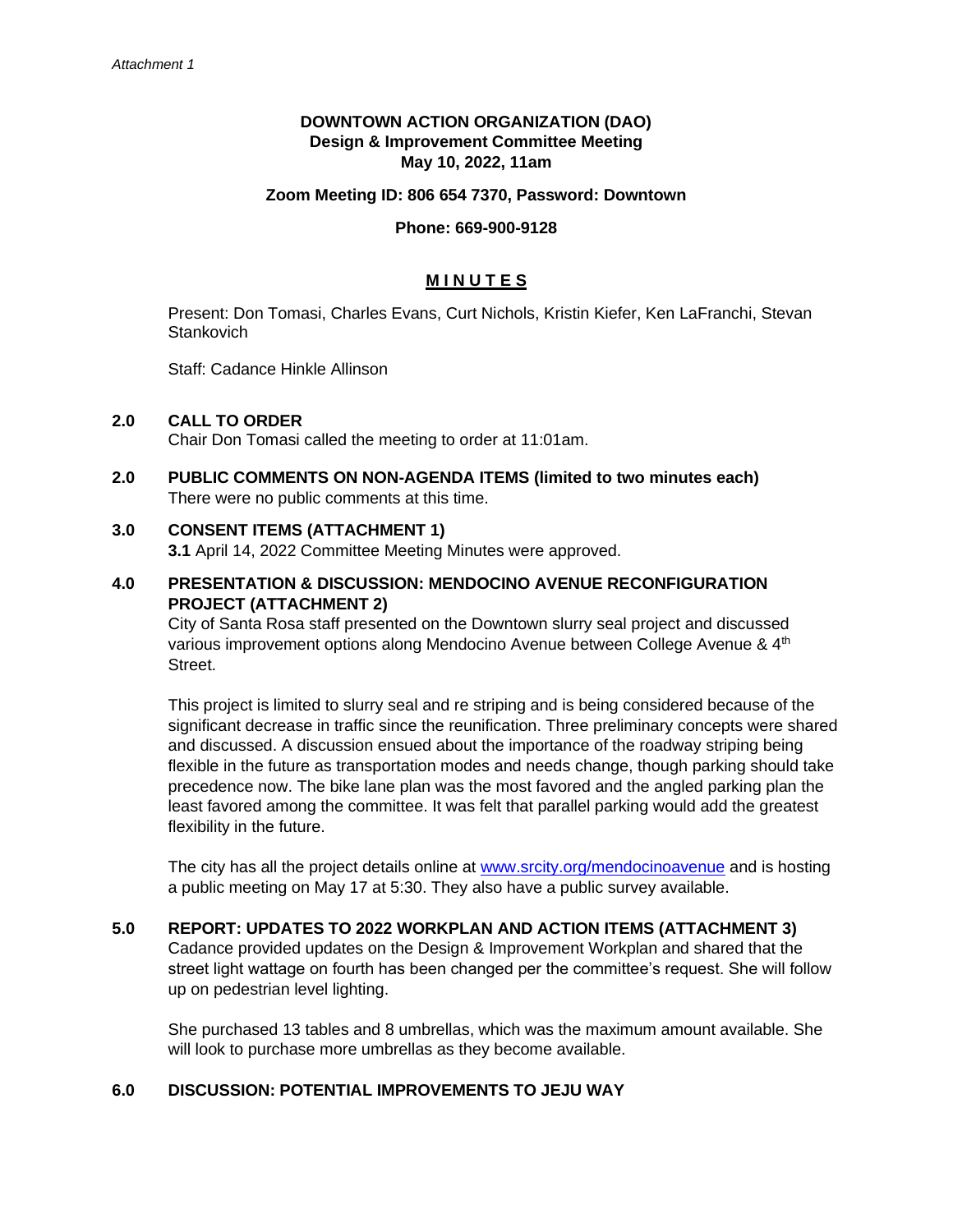*Attachment 1*

**DOWNTOWN ACTION ORGANIZATION (DAO)**
**Design & Improvement Committee Meeting**
**May 10, 2022, 11am**

**Zoom Meeting ID: 806 654 7370, Password: Downtown**

**Phone: 669-900-9128**

## M I N U T E S

Present: Don Tomasi, Charles Evans, Curt Nichols, Kristin Kiefer, Ken LaFranchi, Stevan Stankovich

Staff: Cadance Hinkle Allinson

**2.0 CALL TO ORDER**
Chair Don Tomasi called the meeting to order at 11:01am.

**2.0 PUBLIC COMMENTS ON NON-AGENDA ITEMS (limited to two minutes each)**
There were no public comments at this time.

**3.0 CONSENT ITEMS (ATTACHMENT 1)**
**3.1** April 14, 2022 Committee Meeting Minutes were approved.

**4.0 PRESENTATION & DISCUSSION: MENDOCINO AVENUE RECONFIGURATION PROJECT (ATTACHMENT 2)**
City of Santa Rosa staff presented on the Downtown slurry seal project and discussed various improvement options along Mendocino Avenue between College Avenue & 4th Street.

This project is limited to slurry seal and re striping and is being considered because of the significant decrease in traffic since the reunification. Three preliminary concepts were shared and discussed. A discussion ensued about the importance of the roadway striping being flexible in the future as transportation modes and needs change, though parking should take precedence now. The bike lane plan was the most favored and the angled parking plan the least favored among the committee. It was felt that parallel parking would add the greatest flexibility in the future.

The city has all the project details online at www.srcity.org/mendocinoavenue and is hosting a public meeting on May 17 at 5:30. They also have a public survey available.

**5.0 REPORT: UPDATES TO 2022 WORKPLAN AND ACTION ITEMS (ATTACHMENT 3)**
Cadance provided updates on the Design & Improvement Workplan and shared that the street light wattage on fourth has been changed per the committee's request. She will follow up on pedestrian level lighting.

She purchased 13 tables and 8 umbrellas, which was the maximum amount available. She will look to purchase more umbrellas as they become available.

**6.0 DISCUSSION: POTENTIAL IMPROVEMENTS TO JEJU WAY**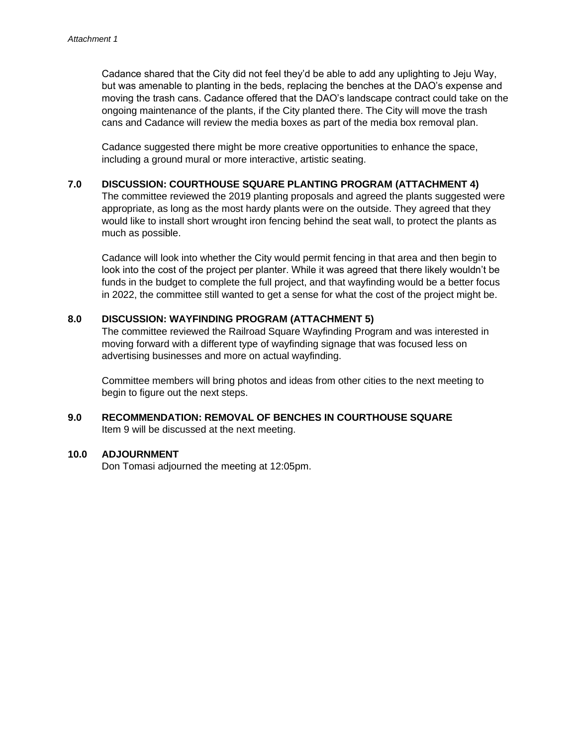Cadance shared that the City did not feel they'd be able to add any uplighting to Jeju Way, but was amenable to planting in the beds, replacing the benches at the DAO's expense and moving the trash cans. Cadance offered that the DAO's landscape contract could take on the ongoing maintenance of the plants, if the City planted there. The City will move the trash cans and Cadance will review the media boxes as part of the media box removal plan.

Cadance suggested there might be more creative opportunities to enhance the space, including a ground mural or more interactive, artistic seating.

**7.0 DISCUSSION: COURTHOUSE SQUARE PLANTING PROGRAM (ATTACHMENT 4)**

The committee reviewed the 2019 planting proposals and agreed the plants suggested were appropriate, as long as the most hardy plants were on the outside. They agreed that they would like to install short wrought iron fencing behind the seat wall, to protect the plants as much as possible.

Cadance will look into whether the City would permit fencing in that area and then begin to look into the cost of the project per planter. While it was agreed that there likely wouldn't be funds in the budget to complete the full project, and that wayfinding would be a better focus in 2022, the committee still wanted to get a sense for what the cost of the project might be.

**8.0 DISCUSSION: WAYFINDING PROGRAM (ATTACHMENT 5)**

The committee reviewed the Railroad Square Wayfinding Program and was interested in moving forward with a different type of wayfinding signage that was focused less on advertising businesses and more on actual wayfinding.

Committee members will bring photos and ideas from other cities to the next meeting to begin to figure out the next steps.

**9.0 RECOMMENDATION: REMOVAL OF BENCHES IN COURTHOUSE SQUARE**

Item 9 will be discussed at the next meeting.

**10.0 ADJOURNMENT**

Don Tomasi adjourned the meeting at 12:05pm.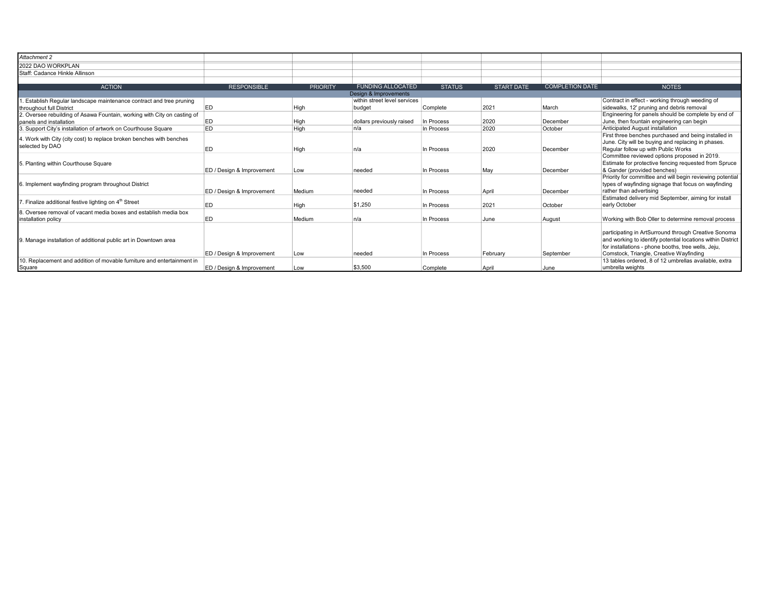*Attachment 2*

2022 DAO WORKPLAN

Staff: Cadance Hinkle Allinson

| ACTION | RESPONSIBLE | PRIORITY | FUNDING ALLOCATED | STATUS | START DATE | COMPLETION DATE | NOTES |
|---|---|---|---|---|---|---|---|
| | | | Design & Improvements | | | | |
| 1. Establish Regular landscape maintenance contract and tree pruning throughout full District | ED | High | within street level services budget | Complete | 2021 | March | Contract in effect - working through weeding of sidewalks, 12' pruning and debris removal |
| 2. Oversee rebuilding of Asawa Fountain, working with City on casting of panels and installation | ED | High | dollars previously raised | In Process | 2020 | December | Engineering for panels should be complete by end of June, then fountain engineering can begin |
| 3. Support City's installation of artwork on Courthouse Square | ED | High | n/a | In Process | 2020 | October | Anticipated August installation |
| 4. Work with City (city cost) to replace broken benches with benches selected by DAO | ED | High | n/a | In Process | 2020 | December | First three benches purchased and being installed in June. City will be buying and replacing in phases. Regular follow up with Public Works |
| 5. Planting within Courthouse Square | ED / Design & Improvement | Low | needed | In Process | May | December | Committee reviewed options proposed in 2019. Estimate for protective fencing requested from Spruce & Gander (provided benches) |
| 6. Implement wayfinding program throughout District | ED / Design & Improvement | Medium | needed | In Process | April | December | Priority for committee and will begin reviewing potential types of wayfinding signage that focus on wayfinding rather than advertising |
| 7. Finalize additional festive lighting on 4th Street | ED | High | $1,250 | In Process | 2021 | October | Estimated delivery mid September, aiming for install early October |
| 8. Oversee removal of vacant media boxes and establish media box installation policy | ED | Medium | n/a | In Process | June | August | Working with Bob Oller to determine removal process |
| 9. Manage installation of additional public art in Downtown area | ED / Design & Improvement | Low | needed | In Process | February | September | participating in ArtSurround through Creative Sonoma and working to identify potential locations within District for installations - phone booths, tree wells, Jeju, Comstock, Triangle, Creative Wayfinding |
| 10. Replacement and addition of movable furniture and entertainment in Square | ED / Design & Improvement | Low | $3,500 | Complete | April | June | 13 tables ordered, 8 of 12 umbrellas available, extra umbrella weights |